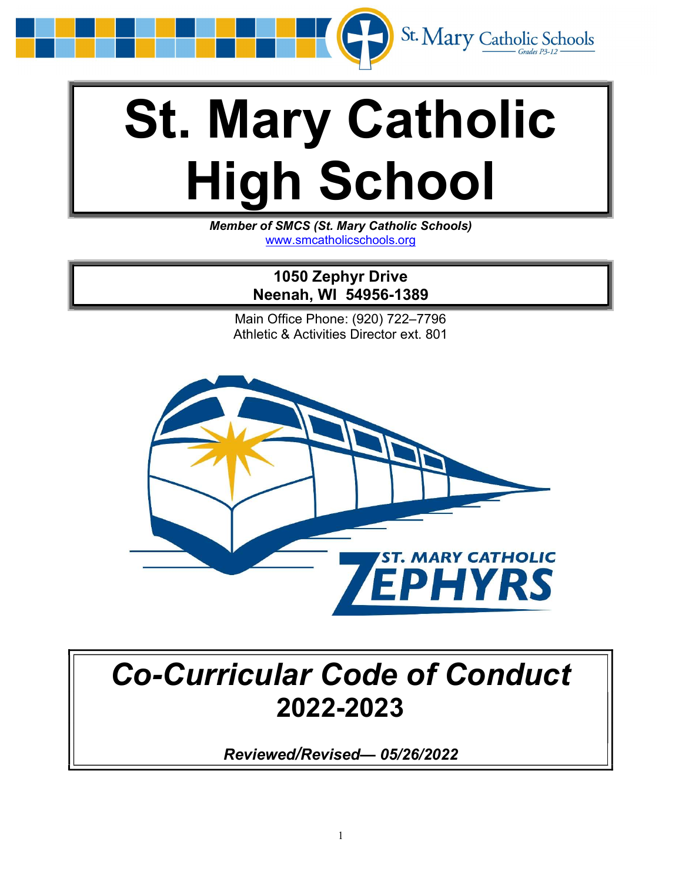# St. Mary Catholic High School

***Member of SMCS (St. Mary Catholic Schools)***
www.smcatholicschools.org

**1050 Zephyr Drive**
**Neenah, WI 54956-1389**

Main Office Phone: (920) 722–7796
Athletic & Activities Director ext. 801

## *Co-Curricular Code of Conduct*
## 2022-2023

***Reviewed/Revised— 05/26/2022***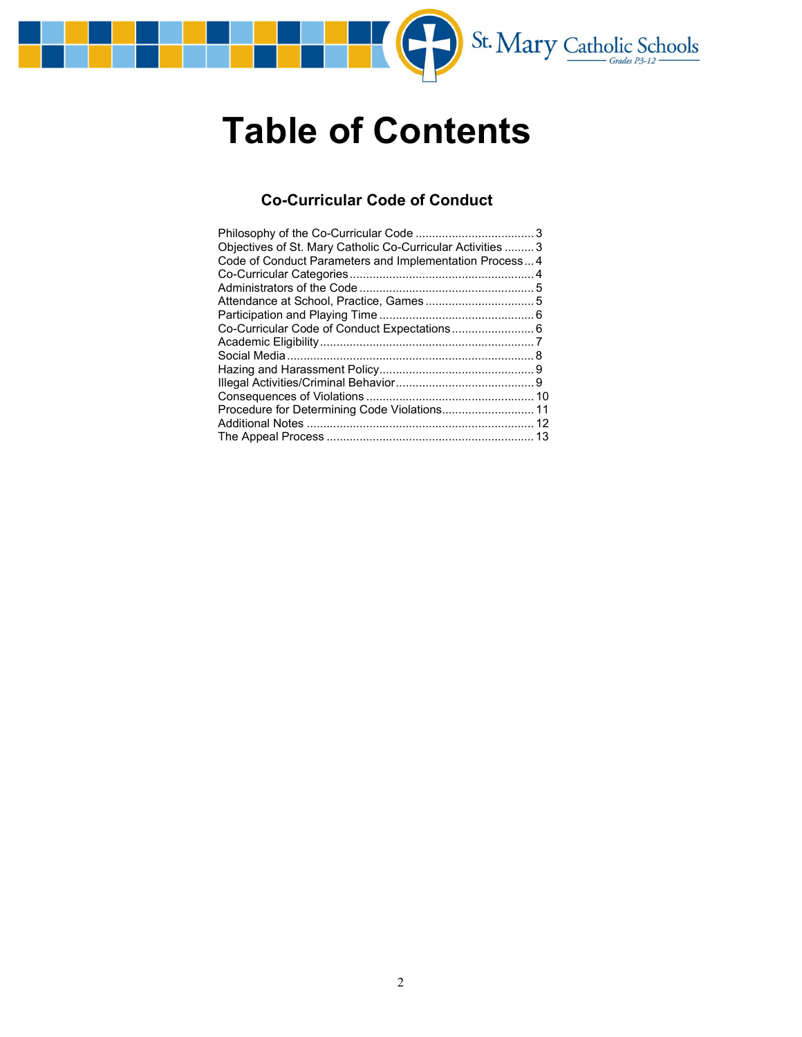# Table of Contents

## Co-Curricular Code of Conduct

Philosophy of the Co-Curricular Code .................................... 3
Objectives of St. Mary Catholic Co-Curricular Activities ......... 3
Code of Conduct Parameters and Implementation Process ... 4
Co-Curricular Categories ........................................................ 4
Administrators of the Code ..................................................... 5
Attendance at School, Practice, Games ................................. 5
Participation and Playing Time ............................................... 6
Co-Curricular Code of Conduct Expectations ......................... 6
Academic Eligibility ................................................................. 7
Social Media ........................................................................... 8
Hazing and Harassment Policy ............................................... 9
Illegal Activities/Criminal Behavior .......................................... 9
Consequences of Violations ................................................... 10
Procedure for Determining Code Violations ............................ 11
Additional Notes ..................................................................... 12
The Appeal Process ............................................................... 13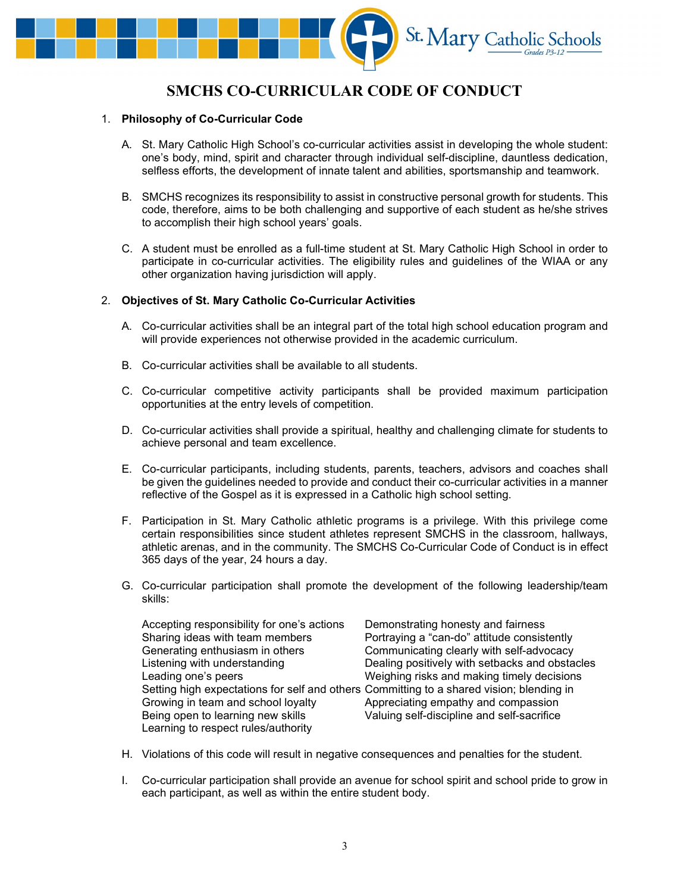# SMCHS CO-CURRICULAR CODE OF CONDUCT

1. **Philosophy of Co-Curricular Code**

   A. St. Mary Catholic High School's co-curricular activities assist in developing the whole student: one's body, mind, spirit and character through individual self-discipline, dauntless dedication, selfless efforts, the development of innate talent and abilities, sportsmanship and teamwork.

   B. SMCHS recognizes its responsibility to assist in constructive personal growth for students. This code, therefore, aims to be both challenging and supportive of each student as he/she strives to accomplish their high school years' goals.

   C. A student must be enrolled as a full-time student at St. Mary Catholic High School in order to participate in co-curricular activities. The eligibility rules and guidelines of the WIAA or any other organization having jurisdiction will apply.

2. **Objectives of St. Mary Catholic Co-Curricular Activities**

   A. Co-curricular activities shall be an integral part of the total high school education program and will provide experiences not otherwise provided in the academic curriculum.

   B. Co-curricular activities shall be available to all students.

   C. Co-curricular competitive activity participants shall be provided maximum participation opportunities at the entry levels of competition.

   D. Co-curricular activities shall provide a spiritual, healthy and challenging climate for students to achieve personal and team excellence.

   E. Co-curricular participants, including students, parents, teachers, advisors and coaches shall be given the guidelines needed to provide and conduct their co-curricular activities in a manner reflective of the Gospel as it is expressed in a Catholic high school setting.

   F. Participation in St. Mary Catholic athletic programs is a privilege. With this privilege come certain responsibilities since student athletes represent SMCHS in the classroom, hallways, athletic arenas, and in the community. The SMCHS Co-Curricular Code of Conduct is in effect 365 days of the year, 24 hours a day.

   G. Co-curricular participation shall promote the development of the following leadership/team skills:

      - Accepting responsibility for one's actions
      - Sharing ideas with team members
      - Generating enthusiasm in others
      - Listening with understanding
      - Leading one's peers
      - Setting high expectations for self and others
      - Growing in team and school loyalty
      - Being open to learning new skills
      - Learning to respect rules/authority
      - Demonstrating honesty and fairness
      - Portraying a "can-do" attitude consistently
      - Communicating clearly with self-advocacy
      - Dealing positively with setbacks and obstacles
      - Weighing risks and making timely decisions
      - Committing to a shared vision; blending in
      - Appreciating empathy and compassion
      - Valuing self-discipline and self-sacrifice

   H. Violations of this code will result in negative consequences and penalties for the student.

   I. Co-curricular participation shall provide an avenue for school spirit and school pride to grow in each participant, as well as within the entire student body.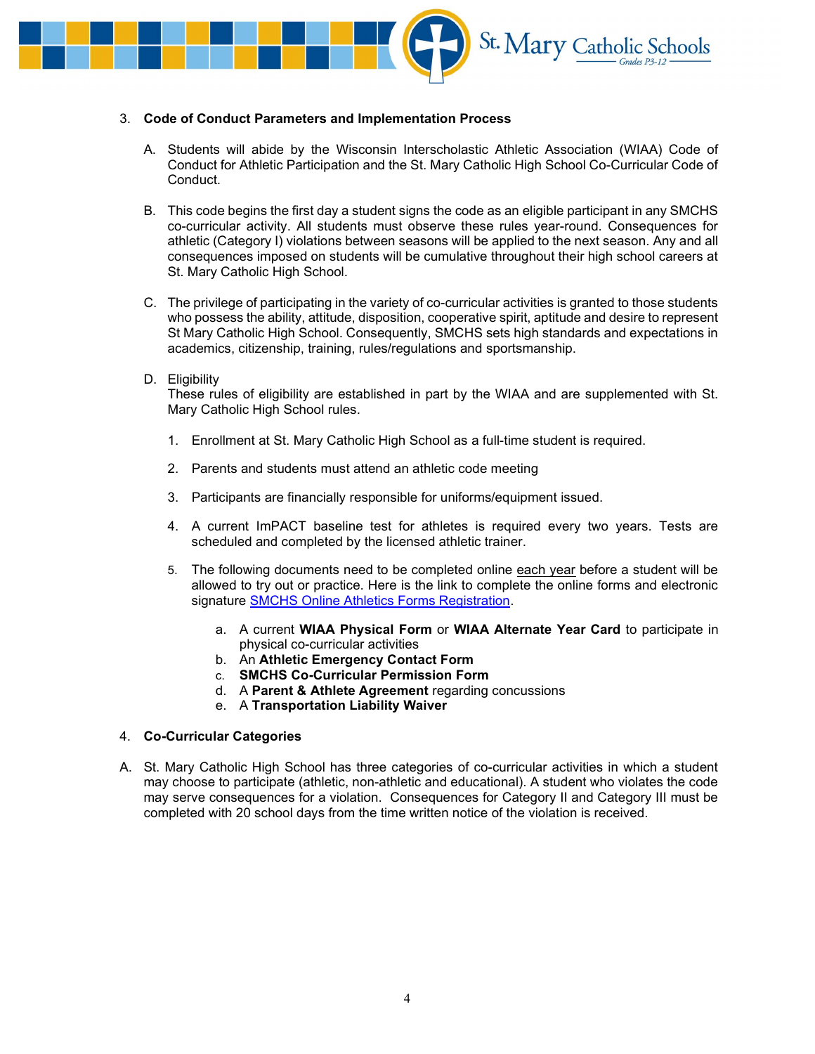3. **Code of Conduct Parameters and Implementation Process**

   A. Students will abide by the Wisconsin Interscholastic Athletic Association (WIAA) Code of Conduct for Athletic Participation and the St. Mary Catholic High School Co-Curricular Code of Conduct.

   B. This code begins the first day a student signs the code as an eligible participant in any SMCHS co-curricular activity. All students must observe these rules year-round. Consequences for athletic (Category I) violations between seasons will be applied to the next season. Any and all consequences imposed on students will be cumulative throughout their high school careers at St. Mary Catholic High School.

   C. The privilege of participating in the variety of co-curricular activities is granted to those students who possess the ability, attitude, disposition, cooperative spirit, aptitude and desire to represent St Mary Catholic High School. Consequently, SMCHS sets high standards and expectations in academics, citizenship, training, rules/regulations and sportsmanship.

   D. Eligibility
   These rules of eligibility are established in part by the WIAA and are supplemented with St. Mary Catholic High School rules.

      1. Enrollment at St. Mary Catholic High School as a full-time student is required.

      2. Parents and students must attend an athletic code meeting

      3. Participants are financially responsible for uniforms/equipment issued.

      4. A current ImPACT baseline test for athletes is required every two years. Tests are scheduled and completed by the licensed athletic trainer.

      5. The following documents need to be completed online each year before a student will be allowed to try out or practice. Here is the link to complete the online forms and electronic signature SMCHS Online Athletics Forms Registration.

         a. A current **WIAA Physical Form** or **WIAA Alternate Year Card** to participate in physical co-curricular activities
         b. An **Athletic Emergency Contact Form**
         c. **SMCHS Co-Curricular Permission Form**
         d. A **Parent & Athlete Agreement** regarding concussions
         e. A **Transportation Liability Waiver**

4. **Co-Curricular Categories**

A. St. Mary Catholic High School has three categories of co-curricular activities in which a student may choose to participate (athletic, non-athletic and educational). A student who violates the code may serve consequences for a violation. Consequences for Category II and Category III must be completed with 20 school days from the time written notice of the violation is received.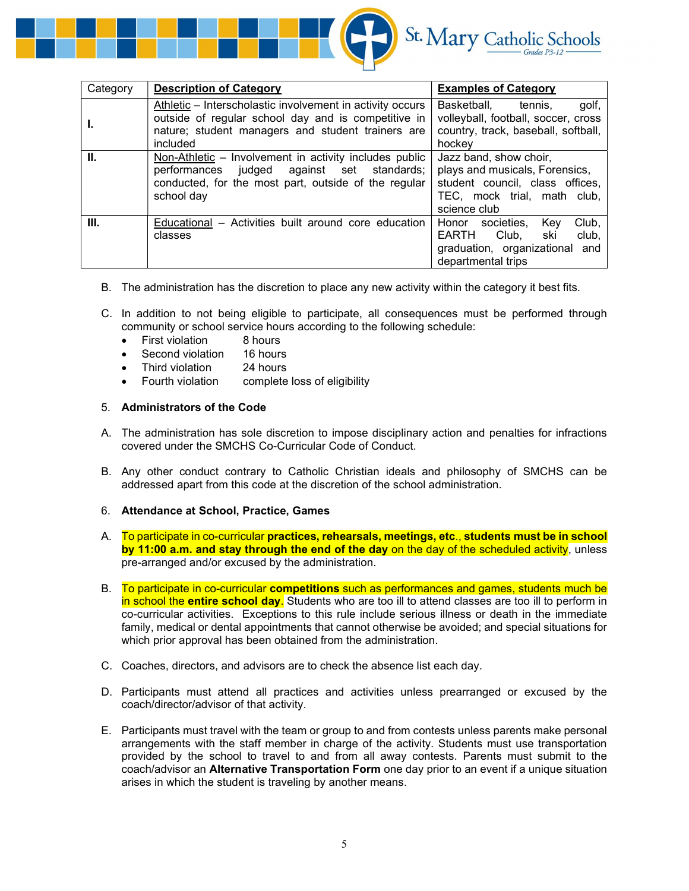| Category | Description of Category | Examples of Category |
| --- | --- | --- |
| **I.** | Athletic – Interscholastic involvement in activity occurs outside of regular school day and is competitive in nature; student managers and student trainers are included | Basketball, tennis, golf, volleyball, football, soccer, cross country, track, baseball, softball, hockey |
| **II.** | Non-Athletic – Involvement in activity includes public performances judged against set standards; conducted, for the most part, outside of the regular school day | Jazz band, show choir, plays and musicals, Forensics, student council, class offices, TEC, mock trial, math club, science club |
| **III.** | Educational – Activities built around core education classes | Honor societies, Key Club, EARTH Club, ski club, graduation, organizational and departmental trips |

B. The administration has the discretion to place any new activity within the category it best fits.

C. In addition to not being eligible to participate, all consequences must be performed through community or school service hours according to the following schedule:
- First violation 8 hours
- Second violation 16 hours
- Third violation 24 hours
- Fourth violation complete loss of eligibility

5. **Administrators of the Code**

A. The administration has sole discretion to impose disciplinary action and penalties for infractions covered under the SMCHS Co-Curricular Code of Conduct.

B. Any other conduct contrary to Catholic Christian ideals and philosophy of SMCHS can be addressed apart from this code at the discretion of the school administration.

6. **Attendance at School, Practice, Games**

A. To participate in co-curricular **practices, rehearsals, meetings, etc**., **students must be in school by 11:00 a.m. and stay through the end of the day** on the day of the scheduled activity, unless pre-arranged and/or excused by the administration.

B. To participate in co-curricular **competitions** such as performances and games, students much be in school the **entire school day**. Students who are too ill to attend classes are too ill to perform in co-curricular activities. Exceptions to this rule include serious illness or death in the immediate family, medical or dental appointments that cannot otherwise be avoided; and special situations for which prior approval has been obtained from the administration.

C. Coaches, directors, and advisors are to check the absence list each day.

D. Participants must attend all practices and activities unless prearranged or excused by the coach/director/advisor of that activity.

E. Participants must travel with the team or group to and from contests unless parents make personal arrangements with the staff member in charge of the activity. Students must use transportation provided by the school to travel to and from all away contests. Parents must submit to the coach/advisor an **Alternative Transportation Form** one day prior to an event if a unique situation arises in which the student is traveling by another means.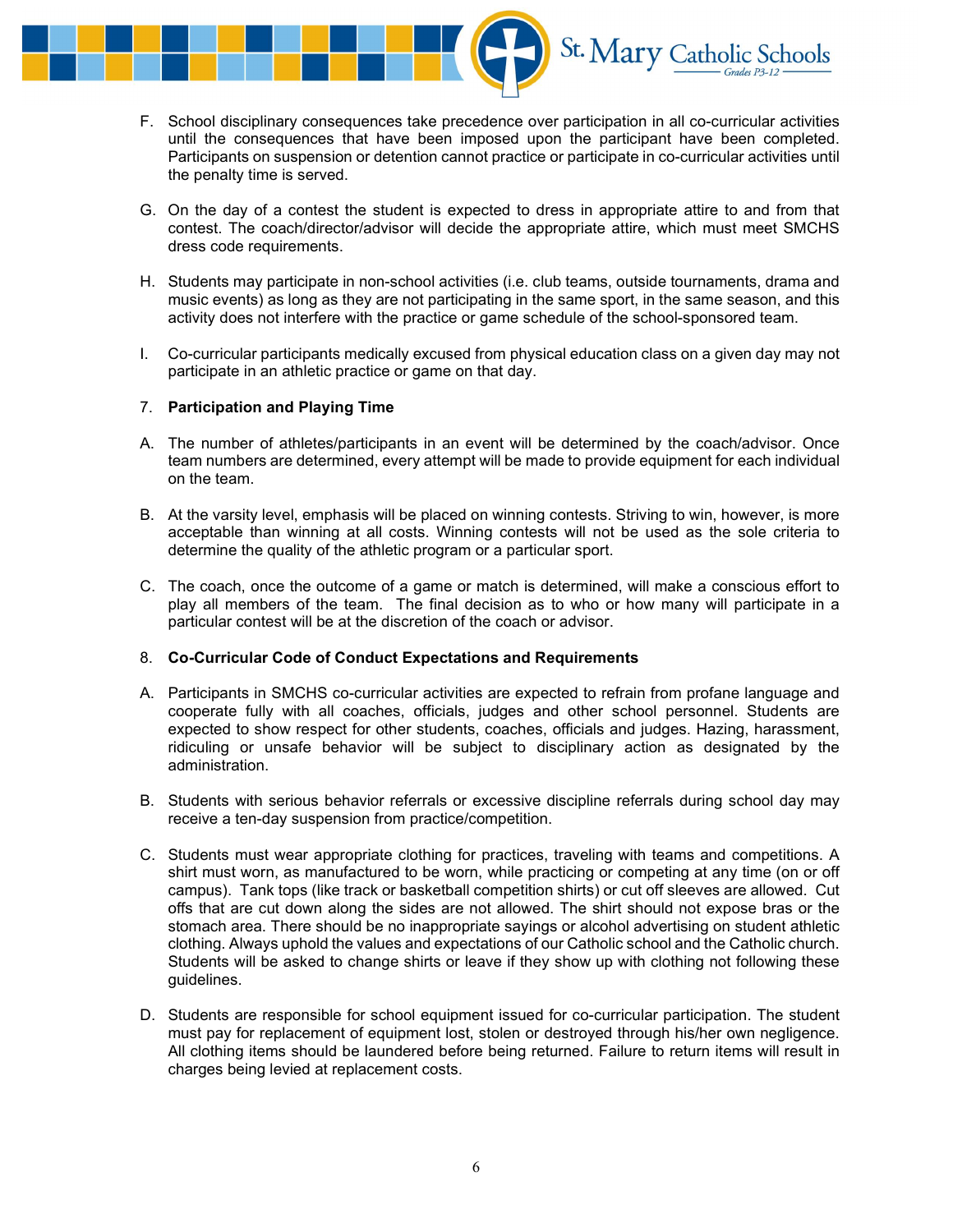F. School disciplinary consequences take precedence over participation in all co-curricular activities until the consequences that have been imposed upon the participant have been completed. Participants on suspension or detention cannot practice or participate in co-curricular activities until the penalty time is served.

G. On the day of a contest the student is expected to dress in appropriate attire to and from that contest. The coach/director/advisor will decide the appropriate attire, which must meet SMCHS dress code requirements.

H. Students may participate in non-school activities (i.e. club teams, outside tournaments, drama and music events) as long as they are not participating in the same sport, in the same season, and this activity does not interfere with the practice or game schedule of the school-sponsored team.

I. Co-curricular participants medically excused from physical education class on a given day may not participate in an athletic practice or game on that day.

7. **Participation and Playing Time**

A. The number of athletes/participants in an event will be determined by the coach/advisor. Once team numbers are determined, every attempt will be made to provide equipment for each individual on the team.

B. At the varsity level, emphasis will be placed on winning contests. Striving to win, however, is more acceptable than winning at all costs. Winning contests will not be used as the sole criteria to determine the quality of the athletic program or a particular sport.

C. The coach, once the outcome of a game or match is determined, will make a conscious effort to play all members of the team. The final decision as to who or how many will participate in a particular contest will be at the discretion of the coach or advisor.

8. **Co-Curricular Code of Conduct Expectations and Requirements**

A. Participants in SMCHS co-curricular activities are expected to refrain from profane language and cooperate fully with all coaches, officials, judges and other school personnel. Students are expected to show respect for other students, coaches, officials and judges. Hazing, harassment, ridiculing or unsafe behavior will be subject to disciplinary action as designated by the administration.

B. Students with serious behavior referrals or excessive discipline referrals during school day may receive a ten-day suspension from practice/competition.

C. Students must wear appropriate clothing for practices, traveling with teams and competitions. A shirt must worn, as manufactured to be worn, while practicing or competing at any time (on or off campus). Tank tops (like track or basketball competition shirts) or cut off sleeves are allowed. Cut offs that are cut down along the sides are not allowed. The shirt should not expose bras or the stomach area. There should be no inappropriate sayings or alcohol advertising on student athletic clothing. Always uphold the values and expectations of our Catholic school and the Catholic church. Students will be asked to change shirts or leave if they show up with clothing not following these guidelines.

D. Students are responsible for school equipment issued for co-curricular participation. The student must pay for replacement of equipment lost, stolen or destroyed through his/her own negligence. All clothing items should be laundered before being returned. Failure to return items will result in charges being levied at replacement costs.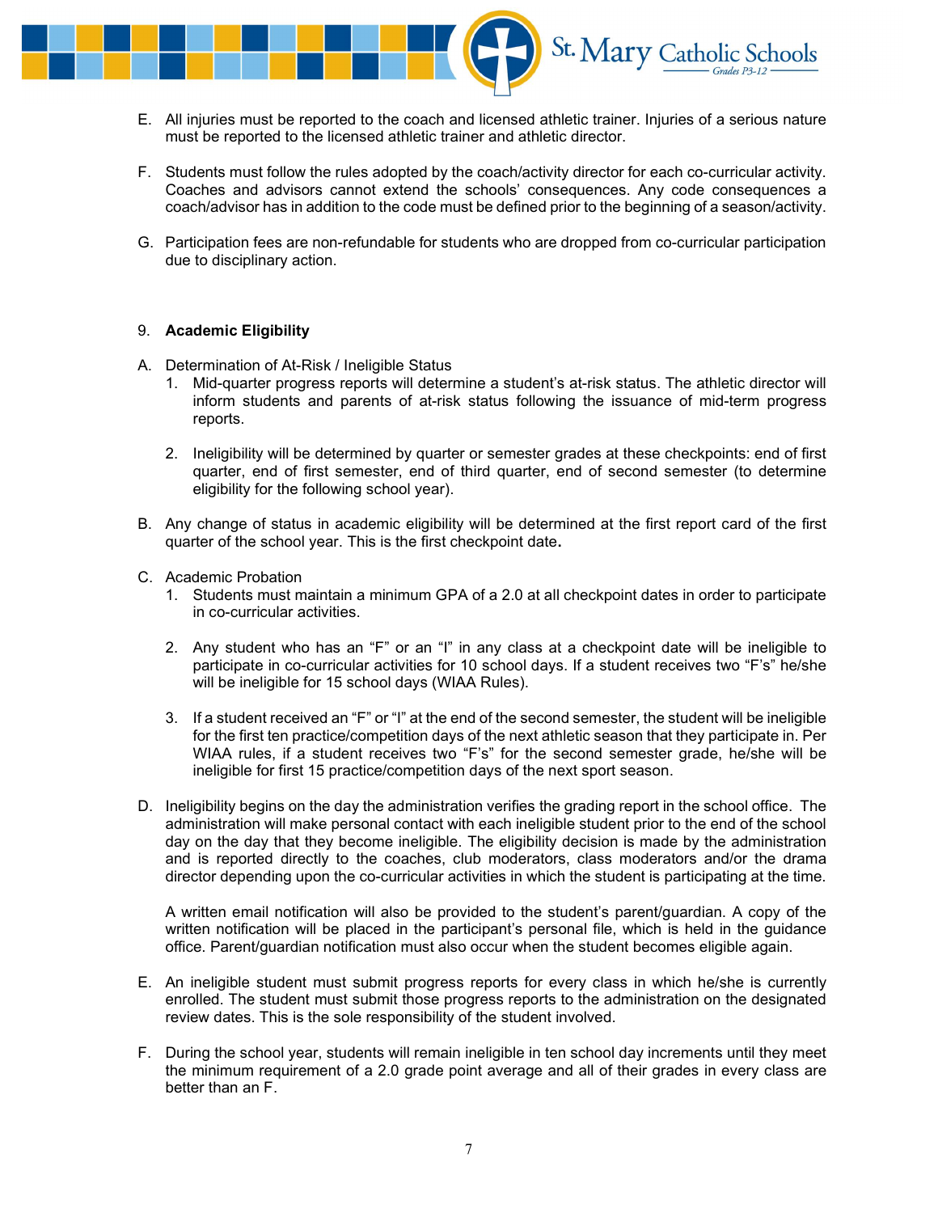E. All injuries must be reported to the coach and licensed athletic trainer. Injuries of a serious nature must be reported to the licensed athletic trainer and athletic director.

F. Students must follow the rules adopted by the coach/activity director for each co-curricular activity. Coaches and advisors cannot extend the schools' consequences. Any code consequences a coach/advisor has in addition to the code must be defined prior to the beginning of a season/activity.

G. Participation fees are non-refundable for students who are dropped from co-curricular participation due to disciplinary action.

9. **Academic Eligibility**

A. Determination of At-Risk / Ineligible Status
   1. Mid-quarter progress reports will determine a student's at-risk status. The athletic director will inform students and parents of at-risk status following the issuance of mid-term progress reports.

   2. Ineligibility will be determined by quarter or semester grades at these checkpoints: end of first quarter, end of first semester, end of third quarter, end of second semester (to determine eligibility for the following school year).

B. Any change of status in academic eligibility will be determined at the first report card of the first quarter of the school year. This is the first checkpoint date.

C. Academic Probation
   1. Students must maintain a minimum GPA of a 2.0 at all checkpoint dates in order to participate in co-curricular activities.

   2. Any student who has an "F" or an "I" in any class at a checkpoint date will be ineligible to participate in co-curricular activities for 10 school days. If a student receives two "F's" he/she will be ineligible for 15 school days (WIAA Rules).

   3. If a student received an "F" or "I" at the end of the second semester, the student will be ineligible for the first ten practice/competition days of the next athletic season that they participate in. Per WIAA rules, if a student receives two "F's" for the second semester grade, he/she will be ineligible for first 15 practice/competition days of the next sport season.

D. Ineligibility begins on the day the administration verifies the grading report in the school office. The administration will make personal contact with each ineligible student prior to the end of the school day on the day that they become ineligible. The eligibility decision is made by the administration and is reported directly to the coaches, club moderators, class moderators and/or the drama director depending upon the co-curricular activities in which the student is participating at the time.

   A written email notification will also be provided to the student's parent/guardian. A copy of the written notification will be placed in the participant's personal file, which is held in the guidance office. Parent/guardian notification must also occur when the student becomes eligible again.

E. An ineligible student must submit progress reports for every class in which he/she is currently enrolled. The student must submit those progress reports to the administration on the designated review dates. This is the sole responsibility of the student involved.

F. During the school year, students will remain ineligible in ten school day increments until they meet the minimum requirement of a 2.0 grade point average and all of their grades in every class are better than an F.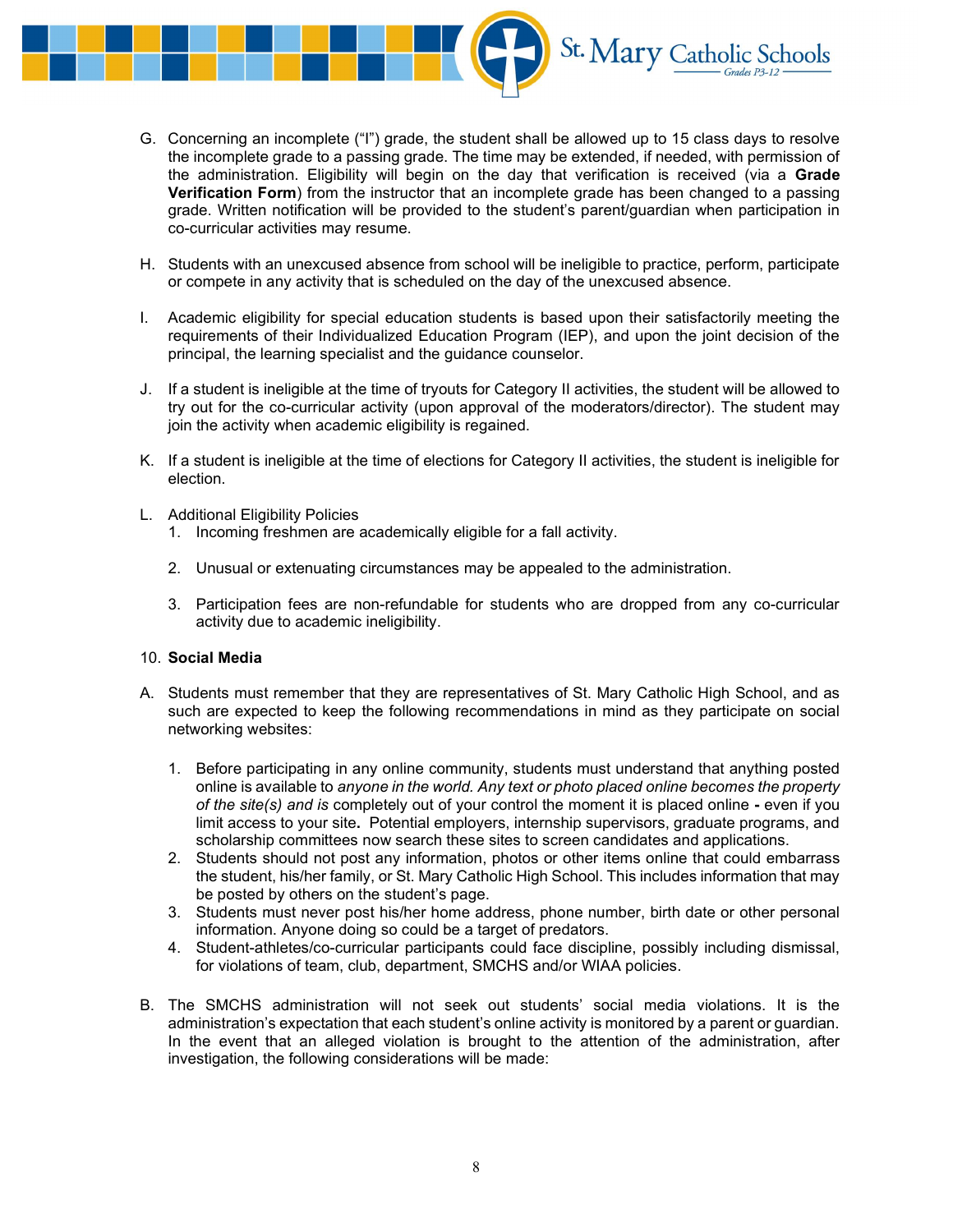G. Concerning an incomplete ("I") grade, the student shall be allowed up to 15 class days to resolve the incomplete grade to a passing grade. The time may be extended, if needed, with permission of the administration. Eligibility will begin on the day that verification is received (via a **Grade Verification Form**) from the instructor that an incomplete grade has been changed to a passing grade. Written notification will be provided to the student's parent/guardian when participation in co-curricular activities may resume.

H. Students with an unexcused absence from school will be ineligible to practice, perform, participate or compete in any activity that is scheduled on the day of the unexcused absence.

I. Academic eligibility for special education students is based upon their satisfactorily meeting the requirements of their Individualized Education Program (IEP), and upon the joint decision of the principal, the learning specialist and the guidance counselor.

J. If a student is ineligible at the time of tryouts for Category II activities, the student will be allowed to try out for the co-curricular activity (upon approval of the moderators/director). The student may join the activity when academic eligibility is regained.

K. If a student is ineligible at the time of elections for Category II activities, the student is ineligible for election.

L. Additional Eligibility Policies
   1. Incoming freshmen are academically eligible for a fall activity.

   2. Unusual or extenuating circumstances may be appealed to the administration.

   3. Participation fees are non-refundable for students who are dropped from any co-curricular activity due to academic ineligibility.

10. **Social Media**

A. Students must remember that they are representatives of St. Mary Catholic High School, and as such are expected to keep the following recommendations in mind as they participate on social networking websites:

   1. Before participating in any online community, students must understand that anything posted online is available to *anyone in the world. Any text or photo placed online becomes the property of the site(s) and is* completely out of your control the moment it is placed online **-** even if you limit access to your site**.** Potential employers, internship supervisors, graduate programs, and scholarship committees now search these sites to screen candidates and applications.
   2. Students should not post any information, photos or other items online that could embarrass the student, his/her family, or St. Mary Catholic High School. This includes information that may be posted by others on the student's page.
   3. Students must never post his/her home address, phone number, birth date or other personal information. Anyone doing so could be a target of predators.
   4. Student-athletes/co-curricular participants could face discipline, possibly including dismissal, for violations of team, club, department, SMCHS and/or WIAA policies.

B. The SMCHS administration will not seek out students' social media violations. It is the administration's expectation that each student's online activity is monitored by a parent or guardian. In the event that an alleged violation is brought to the attention of the administration, after investigation, the following considerations will be made: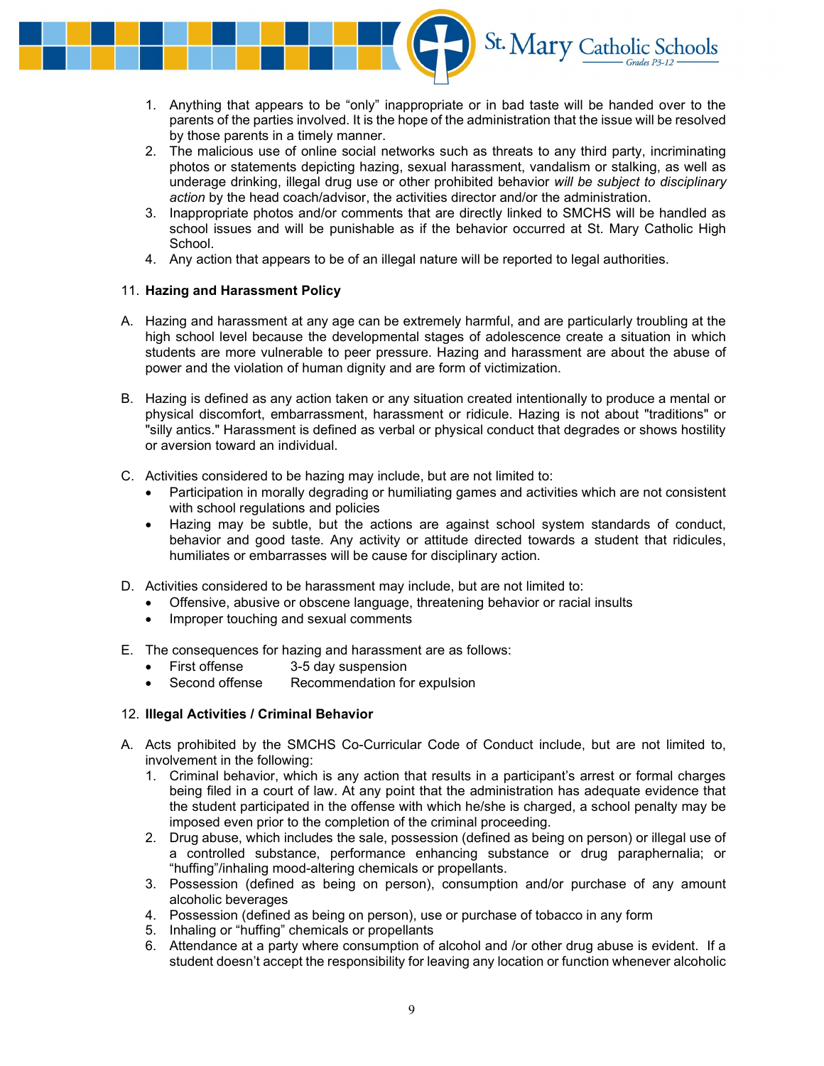1. Anything that appears to be "only" inappropriate or in bad taste will be handed over to the parents of the parties involved. It is the hope of the administration that the issue will be resolved by those parents in a timely manner.
2. The malicious use of online social networks such as threats to any third party, incriminating photos or statements depicting hazing, sexual harassment, vandalism or stalking, as well as underage drinking, illegal drug use or other prohibited behavior *will be subject to disciplinary action* by the head coach/advisor, the activities director and/or the administration.
3. Inappropriate photos and/or comments that are directly linked to SMCHS will be handled as school issues and will be punishable as if the behavior occurred at St. Mary Catholic High School.
4. Any action that appears to be of an illegal nature will be reported to legal authorities.

11. **Hazing and Harassment Policy**

A. Hazing and harassment at any age can be extremely harmful, and are particularly troubling at the high school level because the developmental stages of adolescence create a situation in which students are more vulnerable to peer pressure. Hazing and harassment are about the abuse of power and the violation of human dignity and are form of victimization.

B. Hazing is defined as any action taken or any situation created intentionally to produce a mental or physical discomfort, embarrassment, harassment or ridicule. Hazing is not about "traditions" or "silly antics." Harassment is defined as verbal or physical conduct that degrades or shows hostility or aversion toward an individual.

C. Activities considered to be hazing may include, but are not limited to:
- Participation in morally degrading or humiliating games and activities which are not consistent with school regulations and policies
- Hazing may be subtle, but the actions are against school system standards of conduct, behavior and good taste. Any activity or attitude directed towards a student that ridicules, humiliates or embarrasses will be cause for disciplinary action.

D. Activities considered to be harassment may include, but are not limited to:
- Offensive, abusive or obscene language, threatening behavior or racial insults
- Improper touching and sexual comments

E. The consequences for hazing and harassment are as follows:
- First offense 3-5 day suspension
- Second offense Recommendation for expulsion

12. **Illegal Activities / Criminal Behavior**

A. Acts prohibited by the SMCHS Co-Curricular Code of Conduct include, but are not limited to, involvement in the following:
1. Criminal behavior, which is any action that results in a participant's arrest or formal charges being filed in a court of law. At any point that the administration has adequate evidence that the student participated in the offense with which he/she is charged, a school penalty may be imposed even prior to the completion of the criminal proceeding.
2. Drug abuse, which includes the sale, possession (defined as being on person) or illegal use of a controlled substance, performance enhancing substance or drug paraphernalia; or "huffing"/inhaling mood-altering chemicals or propellants.
3. Possession (defined as being on person), consumption and/or purchase of any amount alcoholic beverages
4. Possession (defined as being on person), use or purchase of tobacco in any form
5. Inhaling or "huffing" chemicals or propellants
6. Attendance at a party where consumption of alcohol and /or other drug abuse is evident. If a student doesn't accept the responsibility for leaving any location or function whenever alcoholic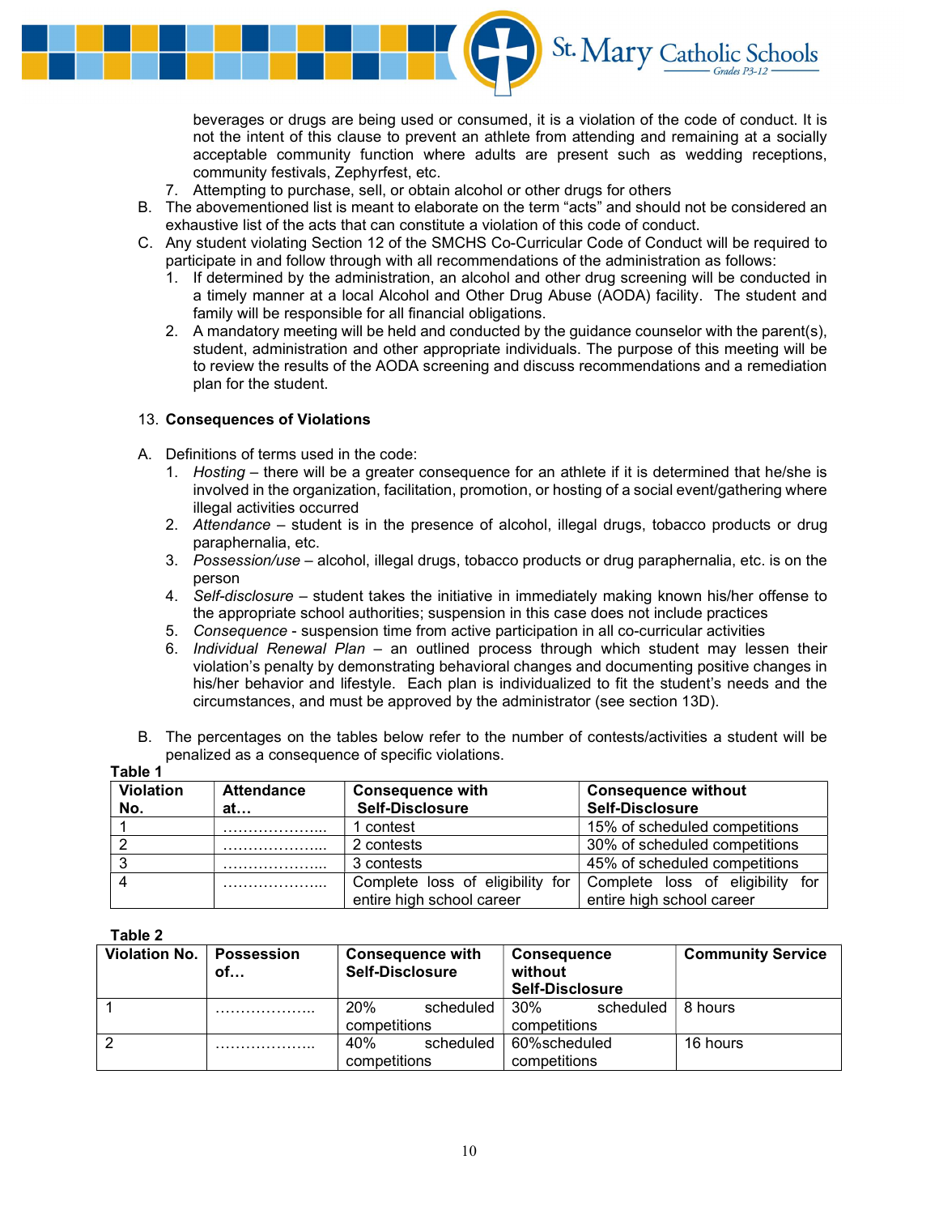beverages or drugs are being used or consumed, it is a violation of the code of conduct. It is not the intent of this clause to prevent an athlete from attending and remaining at a socially acceptable community function where adults are present such as wedding receptions, community festivals, Zephyrfest, etc.

7. Attempting to purchase, sell, or obtain alcohol or other drugs for others

B. The abovementioned list is meant to elaborate on the term "acts" and should not be considered an exhaustive list of the acts that can constitute a violation of this code of conduct.

C. Any student violating Section 12 of the SMCHS Co-Curricular Code of Conduct will be required to participate in and follow through with all recommendations of the administration as follows:
   1. If determined by the administration, an alcohol and other drug screening will be conducted in a timely manner at a local Alcohol and Other Drug Abuse (AODA) facility. The student and family will be responsible for all financial obligations.
   2. A mandatory meeting will be held and conducted by the guidance counselor with the parent(s), student, administration and other appropriate individuals. The purpose of this meeting will be to review the results of the AODA screening and discuss recommendations and a remediation plan for the student.

13. **Consequences of Violations**

A. Definitions of terms used in the code:
   1. *Hosting* – there will be a greater consequence for an athlete if it is determined that he/she is involved in the organization, facilitation, promotion, or hosting of a social event/gathering where illegal activities occurred
   2. *Attendance* – student is in the presence of alcohol, illegal drugs, tobacco products or drug paraphernalia, etc.
   3. *Possession/use* – alcohol, illegal drugs, tobacco products or drug paraphernalia, etc. is on the person
   4. *Self-disclosure* – student takes the initiative in immediately making known his/her offense to the appropriate school authorities; suspension in this case does not include practices
   5. *Consequence* - suspension time from active participation in all co-curricular activities
   6. *Individual Renewal Plan* – an outlined process through which student may lessen their violation's penalty by demonstrating behavioral changes and documenting positive changes in his/her behavior and lifestyle. Each plan is individualized to fit the student's needs and the circumstances, and must be approved by the administrator (see section 13D).

B. The percentages on the tables below refer to the number of contests/activities a student will be penalized as a consequence of specific violations.

**Table 1**

| Violation No. | Attendance at… | Consequence with Self-Disclosure | Consequence without Self-Disclosure |
|---|---|---|---|
| 1 | ……………….... | 1 contest | 15% of scheduled competitions |
| 2 | ……………….... | 2 contests | 30% of scheduled competitions |
| 3 | ……………….... | 3 contests | 45% of scheduled competitions |
| 4 | ……………….... | Complete loss of eligibility for entire high school career | Complete loss of eligibility for entire high school career |

**Table 2**

| Violation No. | Possession of… | Consequence with Self-Disclosure | Consequence without Self-Disclosure | Community Service |
|---|---|---|---|---|
| 1 | ……………….. | 20% scheduled competitions | 30% scheduled competitions | 8 hours |
| 2 | ……………….. | 40% scheduled competitions | 60%scheduled competitions | 16 hours |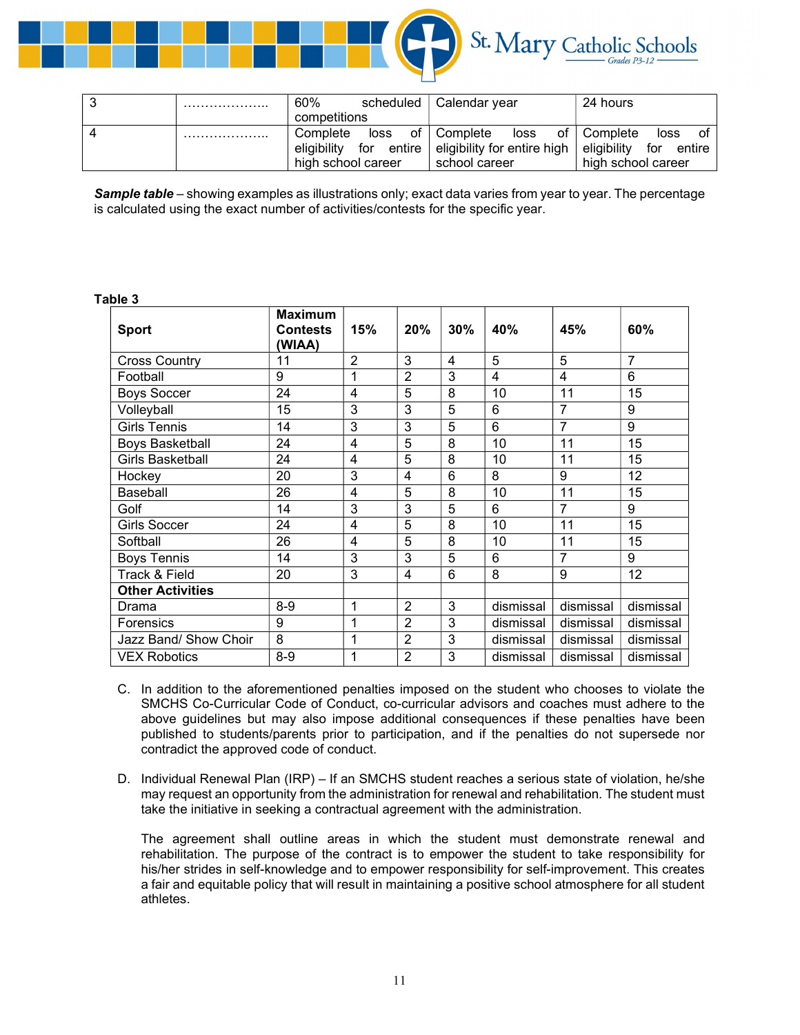| 3 | ……………….. | 60% scheduled competitions | Calendar year | 24 hours |
|---|---|---|---|---|
| 4 | ……………….. | Complete loss of eligibility for entire high school career | Complete loss of eligibility for entire high school career | Complete loss of eligibility for entire high school career |

***Sample table*** – showing examples as illustrations only; exact data varies from year to year. The percentage is calculated using the exact number of activities/contests for the specific year.

**Table 3**

| Sport | Maximum Contests (WIAA) | 15% | 20% | 30% | 40% | 45% | 60% |
|---|---|---|---|---|---|---|---|
| Cross Country | 11 | 2 | 3 | 4 | 5 | 5 | 7 |
| Football | 9 | 1 | 2 | 3 | 4 | 4 | 6 |
| Boys Soccer | 24 | 4 | 5 | 8 | 10 | 11 | 15 |
| Volleyball | 15 | 3 | 3 | 5 | 6 | 7 | 9 |
| Girls Tennis | 14 | 3 | 3 | 5 | 6 | 7 | 9 |
| Boys Basketball | 24 | 4 | 5 | 8 | 10 | 11 | 15 |
| Girls Basketball | 24 | 4 | 5 | 8 | 10 | 11 | 15 |
| Hockey | 20 | 3 | 4 | 6 | 8 | 9 | 12 |
| Baseball | 26 | 4 | 5 | 8 | 10 | 11 | 15 |
| Golf | 14 | 3 | 3 | 5 | 6 | 7 | 9 |
| Girls Soccer | 24 | 4 | 5 | 8 | 10 | 11 | 15 |
| Softball | 26 | 4 | 5 | 8 | 10 | 11 | 15 |
| Boys Tennis | 14 | 3 | 3 | 5 | 6 | 7 | 9 |
| Track & Field | 20 | 3 | 4 | 6 | 8 | 9 | 12 |
| **Other Activities** | | | | | | | |
| Drama | 8-9 | 1 | 2 | 3 | dismissal | dismissal | dismissal |
| Forensics | 9 | 1 | 2 | 3 | dismissal | dismissal | dismissal |
| Jazz Band/ Show Choir | 8 | 1 | 2 | 3 | dismissal | dismissal | dismissal |
| VEX Robotics | 8-9 | 1 | 2 | 3 | dismissal | dismissal | dismissal |

C. In addition to the aforementioned penalties imposed on the student who chooses to violate the SMCHS Co-Curricular Code of Conduct, co-curricular advisors and coaches must adhere to the above guidelines but may also impose additional consequences if these penalties have been published to students/parents prior to participation, and if the penalties do not supersede nor contradict the approved code of conduct.

D. Individual Renewal Plan (IRP) – If an SMCHS student reaches a serious state of violation, he/she may request an opportunity from the administration for renewal and rehabilitation. The student must take the initiative in seeking a contractual agreement with the administration.

   The agreement shall outline areas in which the student must demonstrate renewal and rehabilitation. The purpose of the contract is to empower the student to take responsibility for his/her strides in self-knowledge and to empower responsibility for self-improvement. This creates a fair and equitable policy that will result in maintaining a positive school atmosphere for all student athletes.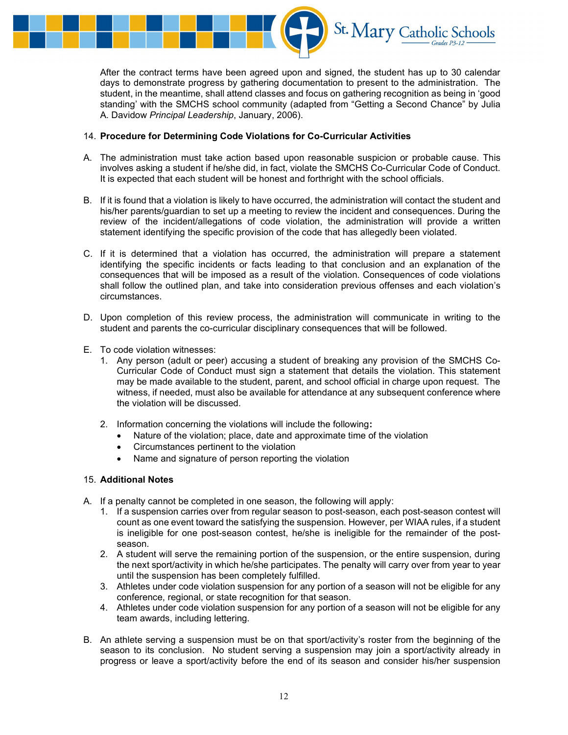After the contract terms have been agreed upon and signed, the student has up to 30 calendar days to demonstrate progress by gathering documentation to present to the administration. The student, in the meantime, shall attend classes and focus on gathering recognition as being in 'good standing' with the SMCHS school community (adapted from "Getting a Second Chance" by Julia A. Davidow *Principal Leadership*, January, 2006).

14. **Procedure for Determining Code Violations for Co-Curricular Activities**

A. The administration must take action based upon reasonable suspicion or probable cause. This involves asking a student if he/she did, in fact, violate the SMCHS Co-Curricular Code of Conduct. It is expected that each student will be honest and forthright with the school officials.

B. If it is found that a violation is likely to have occurred, the administration will contact the student and his/her parents/guardian to set up a meeting to review the incident and consequences. During the review of the incident/allegations of code violation, the administration will provide a written statement identifying the specific provision of the code that has allegedly been violated.

C. If it is determined that a violation has occurred, the administration will prepare a statement identifying the specific incidents or facts leading to that conclusion and an explanation of the consequences that will be imposed as a result of the violation. Consequences of code violations shall follow the outlined plan, and take into consideration previous offenses and each violation's circumstances.

D. Upon completion of this review process, the administration will communicate in writing to the student and parents the co-curricular disciplinary consequences that will be followed.

E. To code violation witnesses:
   1. Any person (adult or peer) accusing a student of breaking any provision of the SMCHS Co-Curricular Code of Conduct must sign a statement that details the violation. This statement may be made available to the student, parent, and school official in charge upon request. The witness, if needed, must also be available for attendance at any subsequent conference where the violation will be discussed.

   2. Information concerning the violations will include the following**:**
      - Nature of the violation; place, date and approximate time of the violation
      - Circumstances pertinent to the violation
      - Name and signature of person reporting the violation

15. **Additional Notes**

A. If a penalty cannot be completed in one season, the following will apply:
   1. If a suspension carries over from regular season to post-season, each post-season contest will count as one event toward the satisfying the suspension. However, per WIAA rules, if a student is ineligible for one post-season contest, he/she is ineligible for the remainder of the post-season.
   2. A student will serve the remaining portion of the suspension, or the entire suspension, during the next sport/activity in which he/she participates. The penalty will carry over from year to year until the suspension has been completely fulfilled.
   3. Athletes under code violation suspension for any portion of a season will not be eligible for any conference, regional, or state recognition for that season.
   4. Athletes under code violation suspension for any portion of a season will not be eligible for any team awards, including lettering.

B. An athlete serving a suspension must be on that sport/activity's roster from the beginning of the season to its conclusion. No student serving a suspension may join a sport/activity already in progress or leave a sport/activity before the end of its season and consider his/her suspension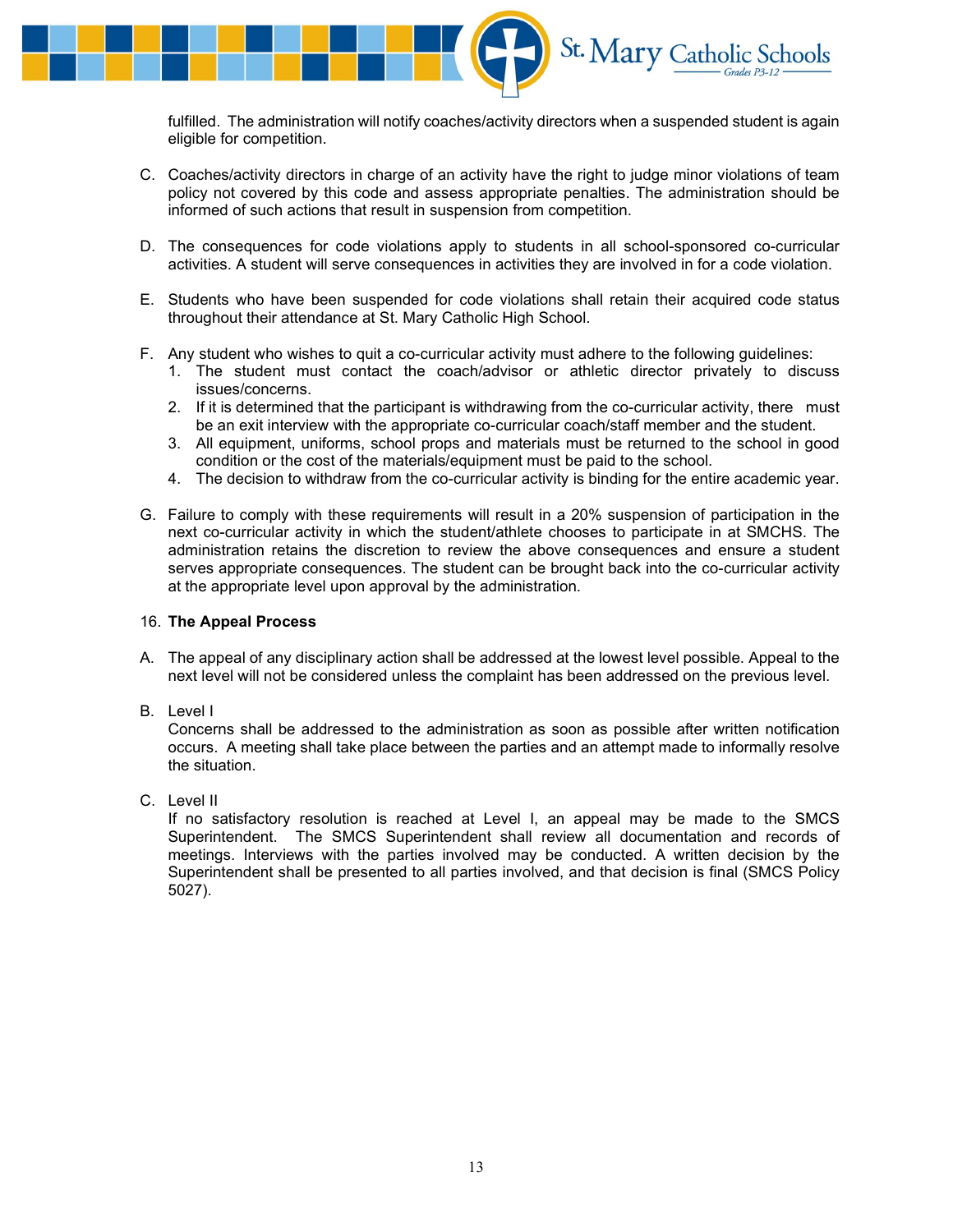fulfilled. The administration will notify coaches/activity directors when a suspended student is again eligible for competition.

C. Coaches/activity directors in charge of an activity have the right to judge minor violations of team policy not covered by this code and assess appropriate penalties. The administration should be informed of such actions that result in suspension from competition.

D. The consequences for code violations apply to students in all school-sponsored co-curricular activities. A student will serve consequences in activities they are involved in for a code violation.

E. Students who have been suspended for code violations shall retain their acquired code status throughout their attendance at St. Mary Catholic High School.

F. Any student who wishes to quit a co-curricular activity must adhere to the following guidelines:
   1. The student must contact the coach/advisor or athletic director privately to discuss issues/concerns.
   2. If it is determined that the participant is withdrawing from the co-curricular activity, there must be an exit interview with the appropriate co-curricular coach/staff member and the student.
   3. All equipment, uniforms, school props and materials must be returned to the school in good condition or the cost of the materials/equipment must be paid to the school.
   4. The decision to withdraw from the co-curricular activity is binding for the entire academic year.

G. Failure to comply with these requirements will result in a 20% suspension of participation in the next co-curricular activity in which the student/athlete chooses to participate in at SMCHS. The administration retains the discretion to review the above consequences and ensure a student serves appropriate consequences. The student can be brought back into the co-curricular activity at the appropriate level upon approval by the administration.

16. **The Appeal Process**

A. The appeal of any disciplinary action shall be addressed at the lowest level possible. Appeal to the next level will not be considered unless the complaint has been addressed on the previous level.

B. Level I
Concerns shall be addressed to the administration as soon as possible after written notification occurs. A meeting shall take place between the parties and an attempt made to informally resolve the situation.

C. Level II
If no satisfactory resolution is reached at Level I, an appeal may be made to the SMCS Superintendent. The SMCS Superintendent shall review all documentation and records of meetings. Interviews with the parties involved may be conducted. A written decision by the Superintendent shall be presented to all parties involved, and that decision is final (SMCS Policy 5027).